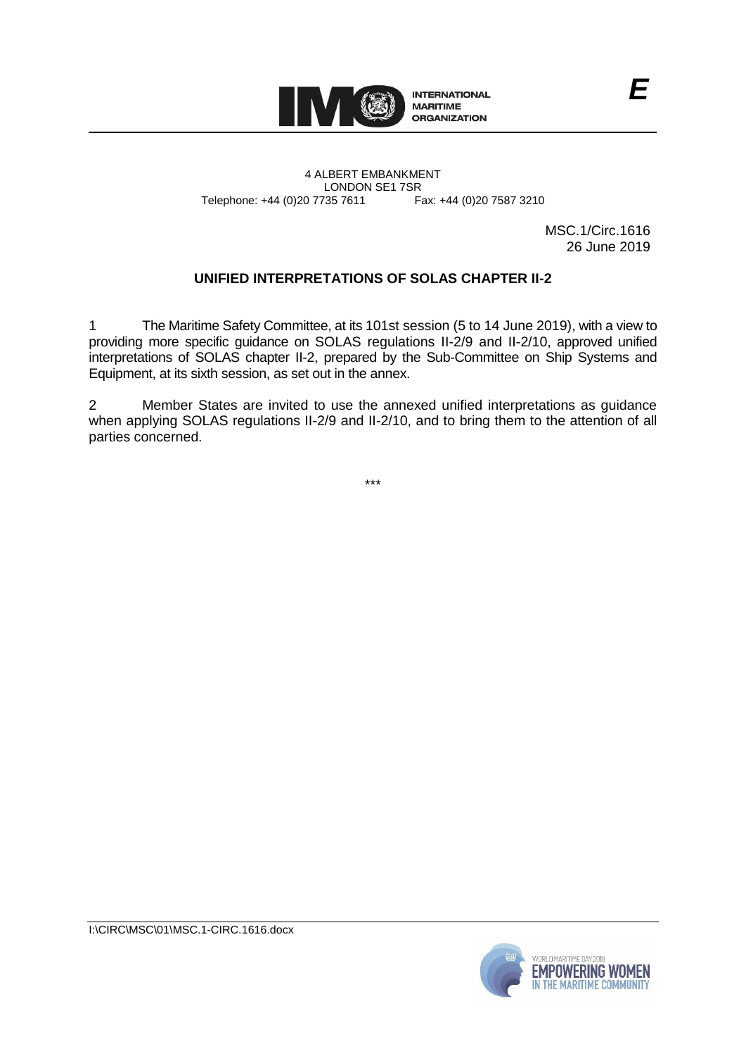E

INTERNATIONAL MARITIME ORGANIZATION

4 ALBERT EMBANKMENT
LONDON SE1 7SR
Telephone: +44 (0)20 7735 7611 Fax: +44 (0)20 7587 3210

MSC.1/Circ.1616
26 June 2019

## UNIFIED INTERPRETATIONS OF SOLAS CHAPTER II-2

1 The Maritime Safety Committee, at its 101st session (5 to 14 June 2019), with a view to providing more specific guidance on SOLAS regulations II-2/9 and II-2/10, approved unified interpretations of SOLAS chapter II-2, prepared by the Sub-Committee on Ship Systems and Equipment, at its sixth session, as set out in the annex.

2 Member States are invited to use the annexed unified interpretations as guidance when applying SOLAS regulations II-2/9 and II-2/10, and to bring them to the attention of all parties concerned.

\*\*\*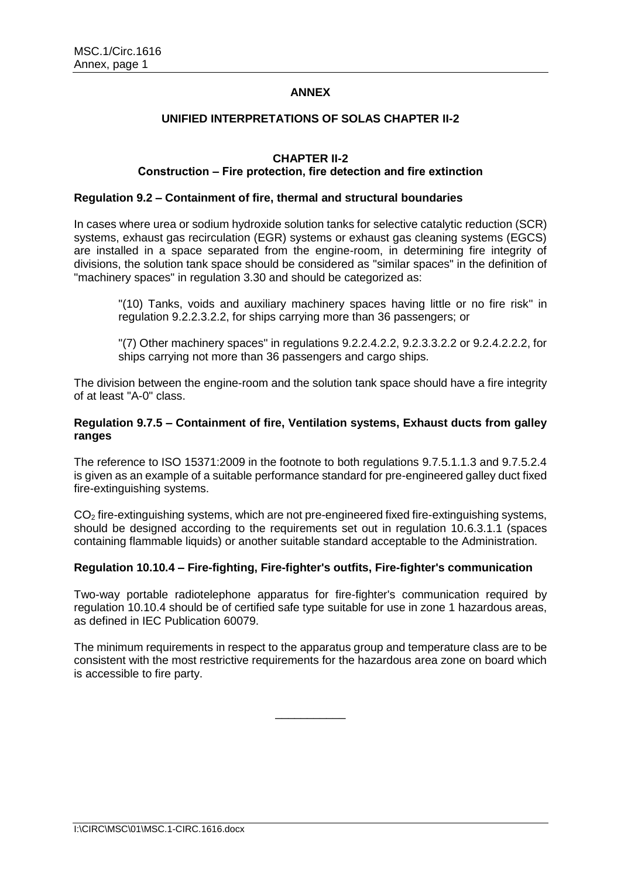## ANNEX

### UNIFIED INTERPRETATIONS OF SOLAS CHAPTER II-2

### CHAPTER II-2
### Construction – Fire protection, fire detection and fire extinction

**Regulation 9.2 – Containment of fire, thermal and structural boundaries**

In cases where urea or sodium hydroxide solution tanks for selective catalytic reduction (SCR) systems, exhaust gas recirculation (EGR) systems or exhaust gas cleaning systems (EGCS) are installed in a space separated from the engine-room, in determining fire integrity of divisions, the solution tank space should be considered as "similar spaces" in the definition of "machinery spaces" in regulation 3.30 and should be categorized as:

> "(10) Tanks, voids and auxiliary machinery spaces having little or no fire risk" in regulation 9.2.2.3.2.2, for ships carrying more than 36 passengers; or
>
> "(7) Other machinery spaces" in regulations 9.2.2.4.2.2, 9.2.3.3.2.2 or 9.2.4.2.2.2, for ships carrying not more than 36 passengers and cargo ships.

The division between the engine-room and the solution tank space should have a fire integrity of at least "A-0" class.

**Regulation 9.7.5 – Containment of fire, Ventilation systems, Exhaust ducts from galley ranges**

The reference to ISO 15371:2009 in the footnote to both regulations 9.7.5.1.1.3 and 9.7.5.2.4 is given as an example of a suitable performance standard for pre-engineered galley duct fixed fire-extinguishing systems.

$CO_2$ fire-extinguishing systems, which are not pre-engineered fixed fire-extinguishing systems, should be designed according to the requirements set out in regulation 10.6.3.1.1 (spaces containing flammable liquids) or another suitable standard acceptable to the Administration.

**Regulation 10.10.4 – Fire-fighting, Fire-fighter's outfits, Fire-fighter's communication**

Two-way portable radiotelephone apparatus for fire-fighter's communication required by regulation 10.10.4 should be of certified safe type suitable for use in zone 1 hazardous areas, as defined in IEC Publication 60079.

The minimum requirements in respect to the apparatus group and temperature class are to be consistent with the most restrictive requirements for the hazardous area zone on board which is accessible to fire party.

___________